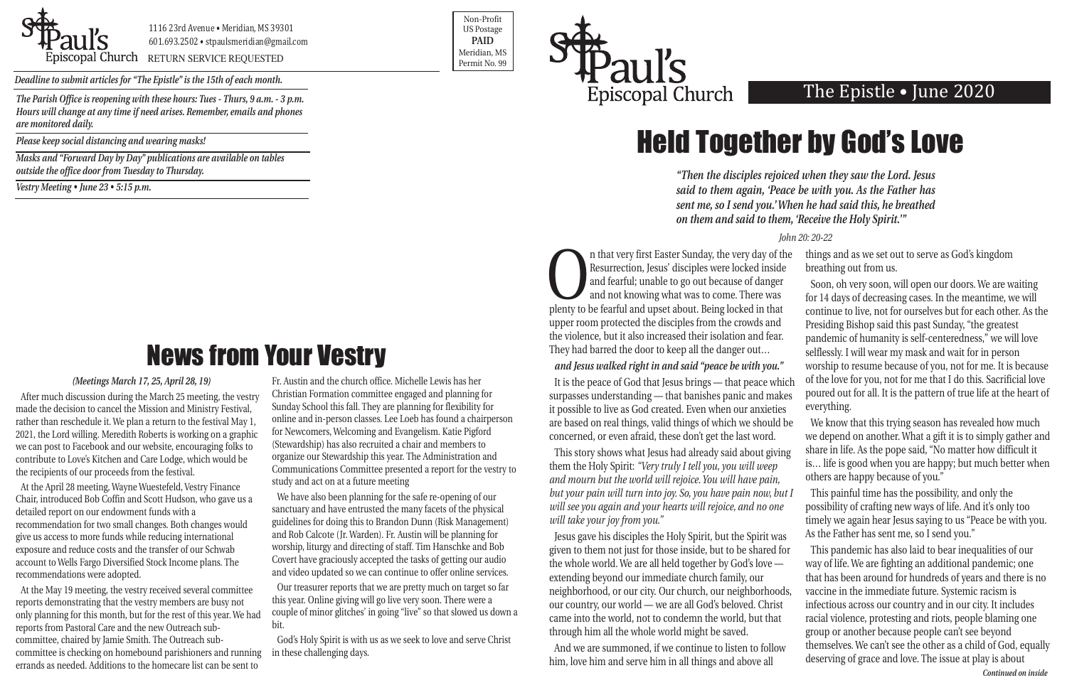St Paul's Episcopal Church

1116 23rd Avenue • Meridian, MS 39301
601.693.2502 • stpaulsmeridian@gmail.com
RETURN SERVICE REQUESTED

Non-Profit
US Postage
**PAID**
Meridian, MS
Permit No. 99

*Deadline to submit articles for "The Epistle" is the 15th of each month.*

*The Parish Office is reopening with these hours: Tues - Thurs, 9 a.m. - 3 p.m. Hours will change at any time if need arises. Remember, emails and phones are monitored daily.*

*Please keep social distancing and wearing masks!*

*Masks and "Forward Day by Day" publications are available on tables outside the office door from Tuesday to Thursday.*

*Vestry Meeting • June 23 • 5:15 p.m.*

# News from Your Vestry

*(Meetings March 17, 25, April 28, 19)*

After much discussion during the March 25 meeting, the vestry made the decision to cancel the Mission and Ministry Festival, rather than reschedule it. We plan a return to the festival May 1, 2021, the Lord willing. Meredith Roberts is working on a graphic we can post to Facebook and our website, encouraging folks to contribute to Love's Kitchen and Care Lodge, which would be the recipients of our proceeds from the festival.

At the April 28 meeting, Wayne Wuestefeld, Vestry Finance Chair, introduced Bob Coffin and Scott Hudson, who gave us a detailed report on our endowment funds with a recommendation for two small changes. Both changes would give us access to more funds while reducing international exposure and reduce costs and the transfer of our Schwab account to Wells Fargo Diversified Stock Income plans. The recommendations were adopted.

At the May 19 meeting, the vestry received several committee reports demonstrating that the vestry members are busy not only planning for this month, but for the rest of this year. We had reports from Pastoral Care and the new Outreach sub-committee, chaired by Jamie Smith. The Outreach sub-committee is checking on homebound parishioners and running errands as needed. Additions to the homecare list can be sent to Fr. Austin and the church office. Michelle Lewis has her Christian Formation committee engaged and planning for Sunday School this fall. They are planning for flexibility for online and in-person classes. Lee Loeb has found a chairperson for Newcomers, Welcoming and Evangelism. Katie Pigford (Stewardship) has also recruited a chair and members to organize our Stewardship this year. The Administration and Communications Committee presented a report for the vestry to study and act on at a future meeting

We have also been planning for the safe re-opening of our sanctuary and have entrusted the many facets of the physical guidelines for doing this to Brandon Dunn (Risk Management) and Rob Calcote (Jr. Warden). Fr. Austin will be planning for worship, liturgy and directing of staff. Tim Hanschke and Bob Covert have graciously accepted the tasks of getting our audio and video updated so we can continue to offer online services.

Our treasurer reports that we are pretty much on target so far this year. Online giving will go live very soon. There were a couple of minor glitches' in going "live" so that slowed us down a bit.

God's Holy Spirit is with us as we seek to love and serve Christ in these challenging days.

St Paul's Episcopal Church — The Epistle • June 2020

# Held Together by God's Love

*"Then the disciples rejoiced when they saw the Lord. Jesus said to them again, 'Peace be with you. As the Father has sent me, so I send you.' When he had said this, he breathed on them and said to them, 'Receive the Holy Spirit.'"*

*John 20: 20-22*

On that very first Easter Sunday, the very day of the Resurrection, Jesus' disciples were locked inside and fearful; unable to go out because of danger and not knowing what was to come. There was plenty to be fearful and upset about. Being locked in that upper room protected the disciples from the crowds and the violence, but it also increased their isolation and fear. They had barred the door to keep all the danger out…

***and Jesus walked right in and said "peace be with you."***

It is the peace of God that Jesus brings — that peace which surpasses understanding — that banishes panic and makes it possible to live as God created. Even when our anxieties are based on real things, valid things of which we should be concerned, or even afraid, these don't get the last word.

This story shows what Jesus had already said about giving them the Holy Spirit: *"Very truly I tell you, you will weep and mourn but the world will rejoice. You will have pain, but your pain will turn into joy. So, you have pain now, but I will see you again and your hearts will rejoice, and no one will take your joy from you."*

Jesus gave his disciples the Holy Spirit, but the Spirit was given to them not just for those inside, but to be shared for the whole world. We are all held together by God's love — extending beyond our immediate church family, our neighborhood, or our city. Our church, our neighborhoods, our country, our world — we are all God's beloved. Christ came into the world, not to condemn the world, but that through him all the whole world might be saved.

And we are summoned, if we continue to listen to follow him, love him and serve him in all things and above all things and as we set out to serve as God's kingdom breathing out from us.

Soon, oh very soon, will open our doors. We are waiting for 14 days of decreasing cases. In the meantime, we will continue to live, not for ourselves but for each other. As the Presiding Bishop said this past Sunday, "the greatest pandemic of humanity is self-centeredness," we will love selflessly. I will wear my mask and wait for in person worship to resume because of you, not for me. It is because of the love for you, not for me that I do this. Sacrificial love poured out for all. It is the pattern of true life at the heart of everything.

We know that this trying season has revealed how much we depend on another. What a gift it is to simply gather and share in life. As the pope said, "No matter how difficult it is… life is good when you are happy; but much better when others are happy because of you."

This painful time has the possibility, and only the possibility of crafting new ways of life. And it's only too timely we again hear Jesus saying to us "Peace be with you. As the Father has sent me, so I send you."

This pandemic has also laid to bear inequalities of our way of life. We are fighting an additional pandemic; one that has been around for hundreds of years and there is no vaccine in the immediate future. Systemic racism is infectious across our country and in our city. It includes racial violence, protesting and riots, people blaming one group or another because people can't see beyond themselves. We can't see the other as a child of God, equally deserving of grace and love. The issue at play is about

***Continued on inside***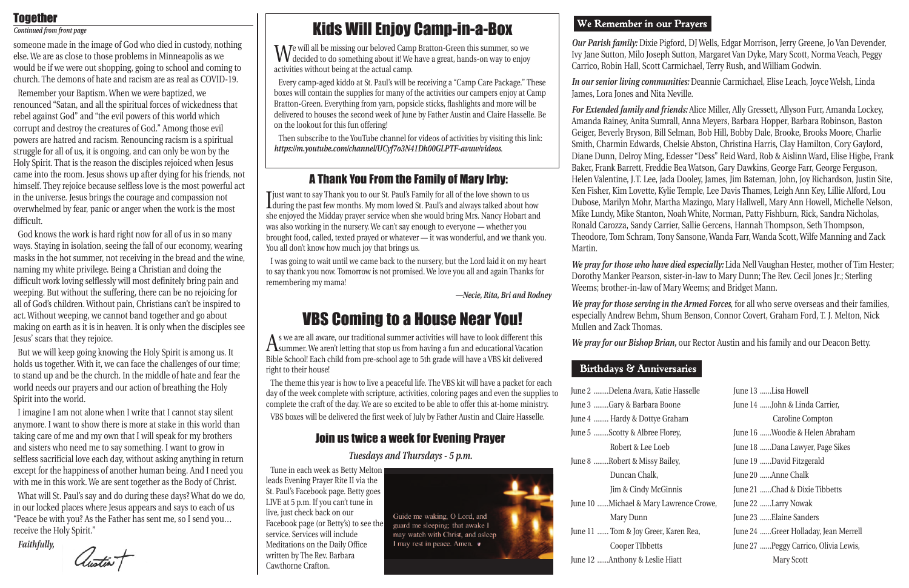## Together

*Continued from front page*

someone made in the image of God who died in custody, nothing else. We are as close to those problems in Minneapolis as we would be if we were out shopping, going to school and coming to church. The demons of hate and racism are as real as COVID-19.

Remember your Baptism. When we were baptized, we renounced "Satan, and all the spiritual forces of wickedness that rebel against God" and "the evil powers of this world which corrupt and destroy the creatures of God." Among those evil powers are hatred and racism. Renouncing racism is a spiritual struggle for all of us, it is ongoing, and can only be won by the Holy Spirit. That is the reason the disciples rejoiced when Jesus came into the room. Jesus shows up after dying for his friends, not himself. They rejoice because selfless love is the most powerful act in the universe. Jesus brings the courage and compassion not overwhelmed by fear, panic or anger when the work is the most difficult.

God knows the work is hard right now for all of us in so many ways. Staying in isolation, seeing the fall of our economy, wearing masks in the hot summer, not receiving in the bread and the wine, naming my white privilege. Being a Christian and doing the difficult work loving selflessly will most definitely bring pain and weeping. But without the suffering, there can be no rejoicing for all of God's children. Without pain, Christians can't be inspired to act. Without weeping, we cannot band together and go about making on earth as it is in heaven. It is only when the disciples see Jesus' scars that they rejoice.

But we will keep going knowing the Holy Spirit is among us. It holds us together. With it, we can face the challenges of our time; to stand up and be the church. In the middle of hate and fear the world needs our prayers and our action of breathing the Holy Spirit into the world.

I imagine I am not alone when I write that I cannot stay silent anymore. I want to show there is more at stake in this world than taking care of me and my own that I will speak for my brothers and sisters who need me to say something. I want to grow in selfless sacrificial love each day, without asking anything in return except for the happiness of another human being. And I need you with me in this work. We are sent together as the Body of Christ.

What will St. Paul's say and do during these days? What do we do, in our locked places where Jesus appears and says to each of us "Peace be with you? As the Father has sent me, so I send you… receive the Holy Spirit."

*Faithfully,*

Austin +

## Kids Will Enjoy Camp-in-a-Box

We will all be missing our beloved Camp Bratton-Green this summer, so we decided to do something about it! We have a great, hands-on way to enjoy activities without being at the actual camp.

Every camp-aged kiddo at St. Paul's will be receiving a "Camp Care Package." These boxes will contain the supplies for many of the activities our campers enjoy at Camp Bratton-Green. Everything from yarn, popsicle sticks, flashlights and more will be delivered to houses the second week of June by Father Austin and Claire Hasselle. Be on the lookout for this fun offering!

Then subscribe to the YouTube channel for videos of activities by visiting this link: ***https://m.youtube.com/channel/UCyf7o3N41Dh00GLPTF-avuw/videos***.

## A Thank You From the Family of Mary Irby:

I just want to say Thank you to our St. Paul's Family for all of the love shown to us during the past few months. My mom loved St. Paul's and always talked about how she enjoyed the Midday prayer service when she would bring Mrs. Nancy Hobart and was also working in the nursery. We can't say enough to everyone — whether you brought food, called, texted prayed or whatever — it was wonderful, and we thank you. You all don't know how much joy that brings us.

I was going to wait until we came back to the nursery, but the Lord laid it on my heart to say thank you now. Tomorrow is not promised. We love you all and again Thanks for remembering my mama!

*—Necie, Rita, Bri and Rodney*

## VBS Coming to a House Near You!

As we are all aware, our traditional summer activities will have to look different this summer. We aren't letting that stop us from having a fun and educational Vacation Bible School! Each child from pre-school age to 5th grade will have a VBS kit delivered right to their house!

The theme this year is how to live a peaceful life. The VBS kit will have a packet for each day of the week complete with scripture, activities, coloring pages and even the supplies to complete the craft of the day. We are so excited to be able to offer this at-home ministry.

VBS boxes will be delivered the first week of July by Father Austin and Claire Hasselle.

## Join us twice a week for Evening Prayer

*Tuesdays and Thursdays - 5 p.m.*

Tune in each week as Betty Melton leads Evening Prayer Rite II via the St. Paul's Facebook page. Betty goes LIVE at 5 p.m. If you can't tune in live, just check back on our Facebook page (or Betty's) to see the service. Services will include Meditations on the Daily Office written by The Rev. Barbara Cawthorne Crafton.

Guide me waking, O Lord, and guard me sleeping; that awake I may watch with Christ, and asleep I may rest in peace. Amen.

## We Remember in our Prayers

***Our Parish family:*** Dixie Pigford, DJ Wells, Edgar Morrison, Jerry Greene, Jo Van Devender, Ivy Jane Sutton, Milo Joseph Sutton, Margaret Van Dyke, Mary Scott, Norma Veach, Peggy Carrico, Robin Hall, Scott Carmichael, Terry Rush, and William Godwin.

***In our senior living communities:*** Deannie Carmichael, Elise Leach, Joyce Welsh, Linda James, Lora Jones and Nita Neville.

***For Extended family and friends:*** Alice Miller, Ally Gressett, Allyson Furr, Amanda Lockey, Amanda Rainey, Anita Sumrall, Anna Meyers, Barbara Hopper, Barbara Robinson, Baston Geiger, Beverly Bryson, Bill Selman, Bob Hill, Bobby Dale, Brooke, Brooks Moore, Charlie Smith, Charmin Edwards, Chelsie Abston, Christina Harris, Clay Hamilton, Cory Gaylord, Diane Dunn, Delroy Ming, Edesser "Dess" Reid Ward, Rob & Aislinn Ward, Elise Higbe, Frank Baker, Frank Barrett, Freddie Bea Watson, Gary Dawkins, George Farr, George Ferguson, Helen Valentine, J.T. Lee, Jada Dooley, James, Jim Bateman, John, Joy Richardson, Justin Site, Ken Fisher, Kim Lovette, Kylie Temple, Lee Davis Thames, Leigh Ann Key, Lillie Alford, Lou Dubose, Marilyn Mohr, Martha Mazingo, Mary Hallwell, Mary Ann Howell, Michelle Nelson, Mike Lundy, Mike Stanton, Noah White, Norman, Patty Fishburn, Rick, Sandra Nicholas, Ronald Carozza, Sandy Carrier, Sallie Gercens, Hannah Thompson, Seth Thompson, Theodore, Tom Schram, Tony Sansone, Wanda Farr, Wanda Scott, Wilfe Manning and Zack Martin.

***We pray for those who have died especially:*** Lida Nell Vaughan Hester, mother of Tim Hester; Dorothy Manker Pearson, sister-in-law to Mary Dunn; The Rev. Cecil Jones Jr.; Sterling Weems; brother-in-law of Mary Weems; and Bridget Mann.

***We pray for those serving in the Armed Forces***, for all who serve overseas and their families, especially Andrew Behm, Shum Benson, Connor Covert, Graham Ford, T. J. Melton, Nick Mullen and Zack Thomas.

***We pray for our Bishop Brian,*** our Rector Austin and his family and our Deacon Betty.

## Birthdays & Anniversaries

June 2 ........Delena Avara, Katie Hasselle
June 3 ........Gary & Barbara Boone
June 4 ........ Hardy & Dottye Graham
June 5 ........Scotty & Albree Florey, Robert & Lee Loeb
June 8 ........Robert & Missy Bailey, Duncan Chalk, Jim & Cindy McGinnis
June 10 ......Michael & Mary Lawrence Crowe, Mary Dunn
June 11 ...... Tom & Joy Greer, Karen Rea, Cooper TIbbetts
June 12 ......Anthony & Leslie Hiatt
June 13 ......Lisa Howell
June 14 ......John & Linda Carrier, Caroline Compton
June 16 ......Woodie & Helen Abraham
June 18 ......Dana Lawyer, Page Sikes
June 19 ......David Fitzgerald
June 20 ......Anne Chalk
June 21 ......Chad & Dixie Tibbetts
June 22 ......Larry Nowak
June 23 ......Elaine Sanders
June 24 ......Greer Holladay, Jean Merrell
June 27 ......Peggy Carrico, Olivia Lewis, Mary Scott